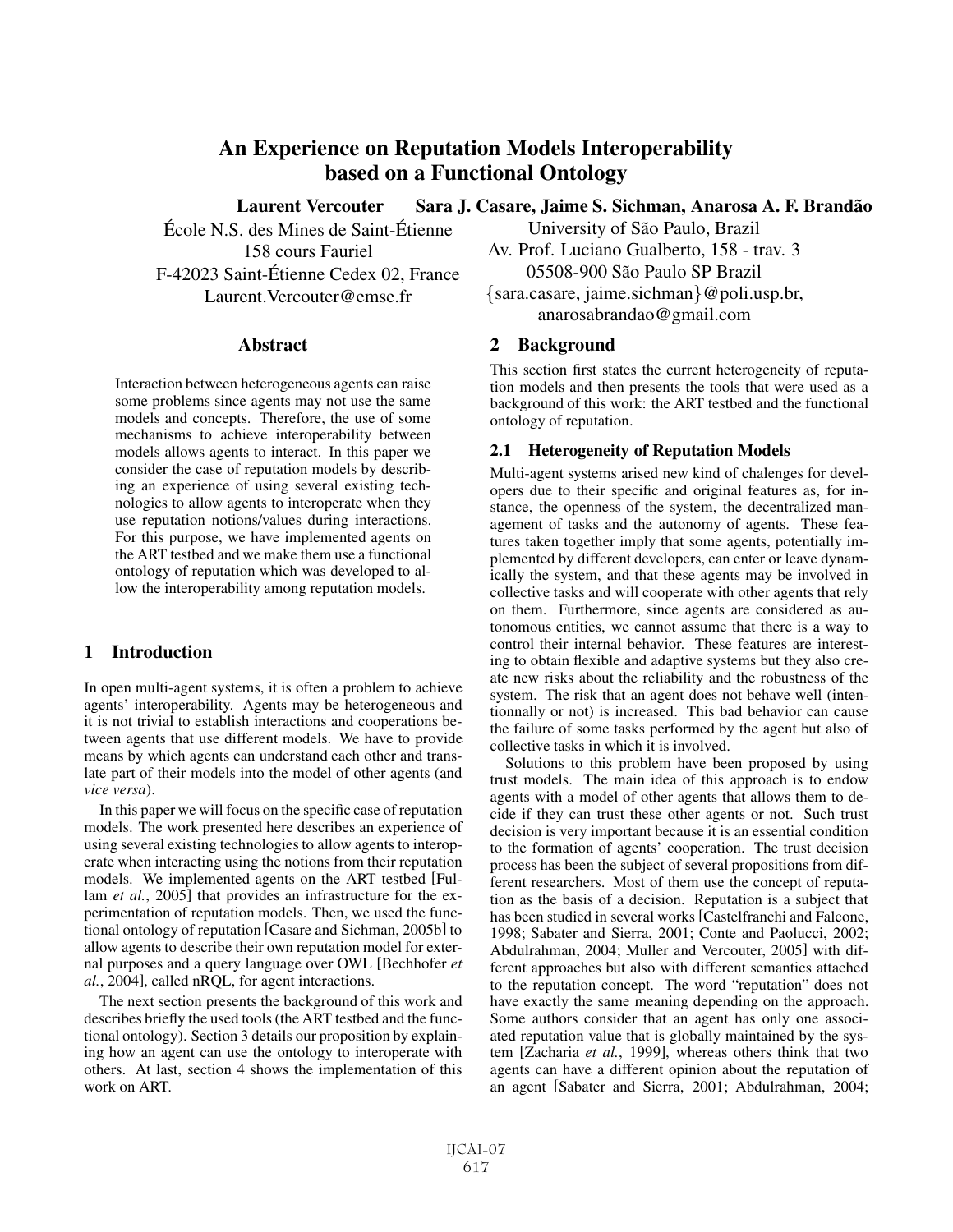# An Experience on Reputation Models Interoperability based on a Functional Ontology

**Laurent Vercouter**
École N.S. des Mines de Saint-Étienne
158 cours Fauriel
F-42023 Saint-Étienne Cedex 02, France
Laurent.Vercouter@emse.fr

**Sara J. Casare, Jaime S. Sichman, Anarosa A. F. Brandão**
University of São Paulo, Brazil
Av. Prof. Luciano Gualberto, 158 - trav. 3
05508-900 São Paulo SP Brazil
{sara.casare, jaime.sichman}@poli.usp.br,
anarosabrandao@gmail.com

## Abstract

Interaction between heterogeneous agents can raise some problems since agents may not use the same models and concepts. Therefore, the use of some mechanisms to achieve interoperability between models allows agents to interact. In this paper we consider the case of reputation models by describing an experience of using several existing technologies to allow agents to interoperate when they use reputation notions/values during interactions. For this purpose, we have implemented agents on the ART testbed and we make them use a functional ontology of reputation which was developed to allow the interoperability among reputation models.

## 1 Introduction

In open multi-agent systems, it is often a problem to achieve agents' interoperability. Agents may be heterogeneous and it is not trivial to establish interactions and cooperations between agents that use different models. We have to provide means by which agents can understand each other and translate part of their models into the model of other agents (and *vice versa*).

In this paper we will focus on the specific case of reputation models. The work presented here describes an experience of using several existing technologies to allow agents to interoperate when interacting using the notions from their reputation models. We implemented agents on the ART testbed [Fullam *et al.*, 2005] that provides an infrastructure for the experimentation of reputation models. Then, we used the functional ontology of reputation [Casare and Sichman, 2005b] to allow agents to describe their own reputation model for external purposes and a query language over OWL [Bechhofer *et al.*, 2004], called nRQL, for agent interactions.

The next section presents the background of this work and describes briefly the used tools (the ART testbed and the functional ontology). Section 3 details our proposition by explaining how an agent can use the ontology to interoperate with others. At last, section 4 shows the implementation of this work on ART.

## 2 Background

This section first states the current heterogeneity of reputation models and then presents the tools that were used as a background of this work: the ART testbed and the functional ontology of reputation.

### 2.1 Heterogeneity of Reputation Models

Multi-agent systems arised new kind of chalenges for developers due to their specific and original features as, for instance, the openness of the system, the decentralized management of tasks and the autonomy of agents. These features taken together imply that some agents, potentially implemented by different developers, can enter or leave dynamically the system, and that these agents may be involved in collective tasks and will cooperate with other agents that rely on them. Furthermore, since agents are considered as autonomous entities, we cannot assume that there is a way to control their internal behavior. These features are interesting to obtain flexible and adaptive systems but they also create new risks about the reliability and the robustness of the system. The risk that an agent does not behave well (intentionnally or not) is increased. This bad behavior can cause the failure of some tasks performed by the agent but also of collective tasks in which it is involved.

Solutions to this problem have been proposed by using trust models. The main idea of this approach is to endow agents with a model of other agents that allows them to decide if they can trust these other agents or not. Such trust decision is very important because it is an essential condition to the formation of agents' cooperation. The trust decision process has been the subject of several propositions from different researchers. Most of them use the concept of reputation as the basis of a decision. Reputation is a subject that has been studied in several works [Castelfranchi and Falcone, 1998; Sabater and Sierra, 2001; Conte and Paolucci, 2002; Abdulrahman, 2004; Muller and Vercouter, 2005] with different approaches but also with different semantics attached to the reputation concept. The word "reputation" does not have exactly the same meaning depending on the approach. Some authors consider that an agent has only one associated reputation value that is globally maintained by the system [Zacharia *et al.*, 1999], whereas others think that two agents can have a different opinion about the reputation of an agent [Sabater and Sierra, 2001; Abdulrahman, 2004;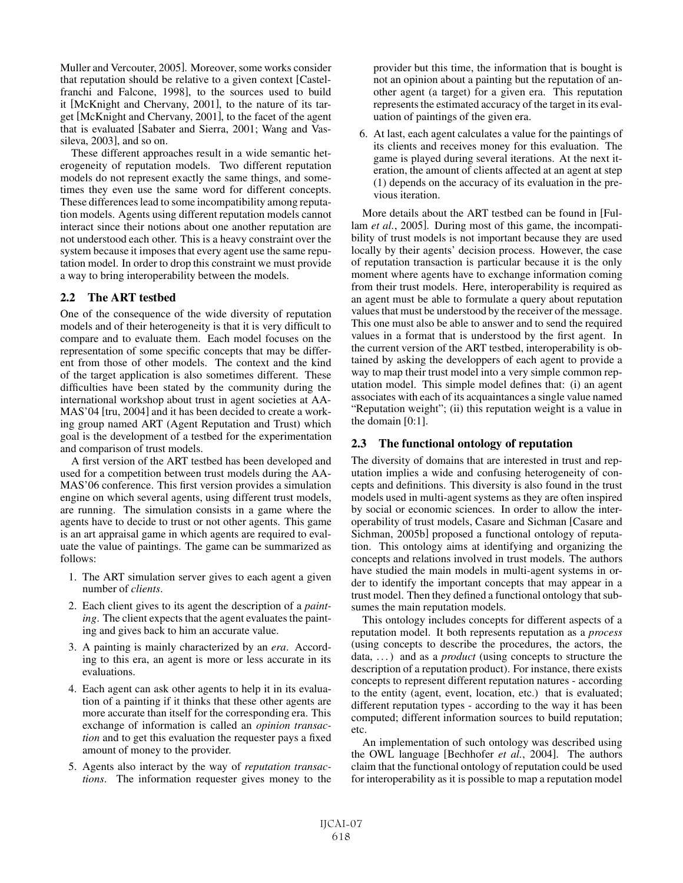Muller and Vercouter, 2005]. Moreover, some works consider that reputation should be relative to a given context [Castelfranchi and Falcone, 1998], to the sources used to build it [McKnight and Chervany, 2001], to the nature of its target [McKnight and Chervany, 2001], to the facet of the agent that is evaluated [Sabater and Sierra, 2001; Wang and Vassileva, 2003], and so on.

These different approaches result in a wide semantic heterogeneity of reputation models. Two different reputation models do not represent exactly the same things, and sometimes they even use the same word for different concepts. These differences lead to some incompatibility among reputation models. Agents using different reputation models cannot interact since their notions about one another reputation are not understood each other. This is a heavy constraint over the system because it imposes that every agent use the same reputation model. In order to drop this constraint we must provide a way to bring interoperability between the models.

## 2.2 The ART testbed

One of the consequence of the wide diversity of reputation models and of their heterogeneity is that it is very difficult to compare and to evaluate them. Each model focuses on the representation of some specific concepts that may be different from those of other models. The context and the kind of the target application is also sometimes different. These difficulties have been stated by the community during the international workshop about trust in agent societies at AAMAS'04 [tru, 2004] and it has been decided to create a working group named ART (Agent Reputation and Trust) which goal is the development of a testbed for the experimentation and comparison of trust models.

A first version of the ART testbed has been developed and used for a competition between trust models during the AAMAS'06 conference. This first version provides a simulation engine on which several agents, using different trust models, are running. The simulation consists in a game where the agents have to decide to trust or not other agents. This game is an art appraisal game in which agents are required to evaluate the value of paintings. The game can be summarized as follows:

1. The ART simulation server gives to each agent a given number of *clients*.
2. Each client gives to its agent the description of a *painting*. The client expects that the agent evaluates the painting and gives back to him an accurate value.
3. A painting is mainly characterized by an *era*. According to this era, an agent is more or less accurate in its evaluations.
4. Each agent can ask other agents to help it in its evaluation of a painting if it thinks that these other agents are more accurate than itself for the corresponding era. This exchange of information is called an *opinion transaction* and to get this evaluation the requester pays a fixed amount of money to the provider.
5. Agents also interact by the way of *reputation transactions*. The information requester gives money to the provider but this time, the information that is bought is not an opinion about a painting but the reputation of another agent (a target) for a given era. This reputation represents the estimated accuracy of the target in its evaluation of paintings of the given era.
6. At last, each agent calculates a value for the paintings of its clients and receives money for this evaluation. The game is played during several iterations. At the next iteration, the amount of clients affected at an agent at step (1) depends on the accuracy of its evaluation in the previous iteration.

More details about the ART testbed can be found in [Fullam *et al.*, 2005]. During most of this game, the incompatibility of trust models is not important because they are used locally by their agents' decision process. However, the case of reputation transaction is particular because it is the only moment where agents have to exchange information coming from their trust models. Here, interoperability is required as an agent must be able to formulate a query about reputation values that must be understood by the receiver of the message. This one must also be able to answer and to send the required values in a format that is understood by the first agent. In the current version of the ART testbed, interoperability is obtained by asking the developpers of each agent to provide a way to map their trust model into a very simple common reputation model. This simple model defines that: (i) an agent associates with each of its acquaintances a single value named "Reputation weight"; (ii) this reputation weight is a value in the domain [0:1].

## 2.3 The functional ontology of reputation

The diversity of domains that are interested in trust and reputation implies a wide and confusing heterogeneity of concepts and definitions. This diversity is also found in the trust models used in multi-agent systems as they are often inspired by social or economic sciences. In order to allow the interoperability of trust models, Casare and Sichman [Casare and Sichman, 2005b] proposed a functional ontology of reputation. This ontology aims at identifying and organizing the concepts and relations involved in trust models. The authors have studied the main models in multi-agent systems in order to identify the important concepts that may appear in a trust model. Then they defined a functional ontology that subsumes the main reputation models.

This ontology includes concepts for different aspects of a reputation model. It both represents reputation as a *process* (using concepts to describe the procedures, the actors, the data, ...) and as a *product* (using concepts to structure the description of a reputation product). For instance, there exists concepts to represent different reputation natures - according to the entity (agent, event, location, etc.) that is evaluated; different reputation types - according to the way it has been computed; different information sources to build reputation; etc.

An implementation of such ontology was described using the OWL language [Bechhofer *et al.*, 2004]. The authors claim that the functional ontology of reputation could be used for interoperability as it is possible to map a reputation model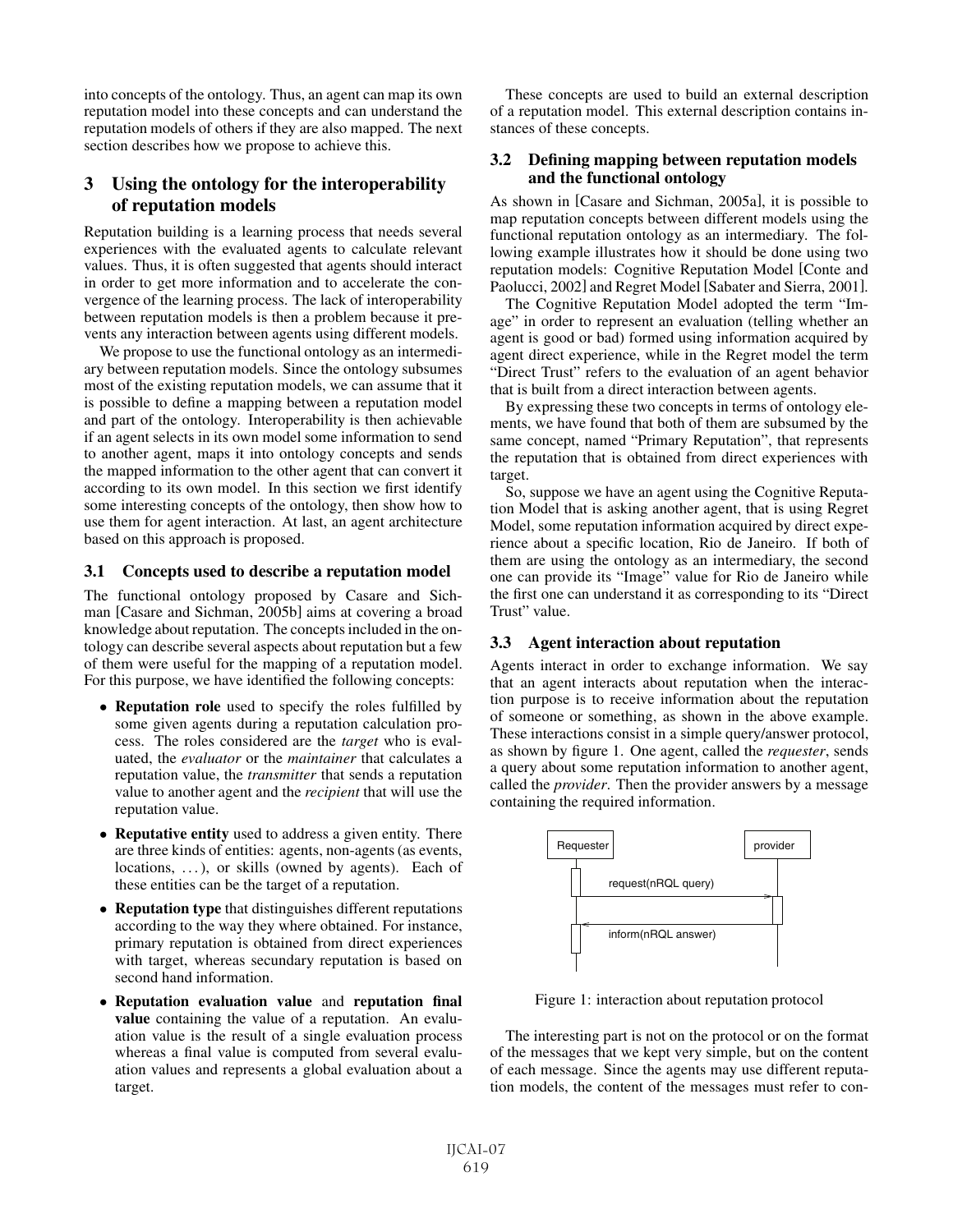into concepts of the ontology. Thus, an agent can map its own reputation model into these concepts and can understand the reputation models of others if they are also mapped. The next section describes how we propose to achieve this.

## 3 Using the ontology for the interoperability of reputation models

Reputation building is a learning process that needs several experiences with the evaluated agents to calculate relevant values. Thus, it is often suggested that agents should interact in order to get more information and to accelerate the convergence of the learning process. The lack of interoperability between reputation models is then a problem because it prevents any interaction between agents using different models.

We propose to use the functional ontology as an intermediary between reputation models. Since the ontology subsumes most of the existing reputation models, we can assume that it is possible to define a mapping between a reputation model and part of the ontology. Interoperability is then achievable if an agent selects in its own model some information to send to another agent, maps it into ontology concepts and sends the mapped information to the other agent that can convert it according to its own model. In this section we first identify some interesting concepts of the ontology, then show how to use them for agent interaction. At last, an agent architecture based on this approach is proposed.

### 3.1 Concepts used to describe a reputation model

The functional ontology proposed by Casare and Sichman [Casare and Sichman, 2005b] aims at covering a broad knowledge about reputation. The concepts included in the ontology can describe several aspects about reputation but a few of them were useful for the mapping of a reputation model. For this purpose, we have identified the following concepts:

- **Reputation role** used to specify the roles fulfilled by some given agents during a reputation calculation process. The roles considered are the *target* who is evaluated, the *evaluator* or the *maintainer* that calculates a reputation value, the *transmitter* that sends a reputation value to another agent and the *recipient* that will use the reputation value.
- **Reputative entity** used to address a given entity. There are three kinds of entities: agents, non-agents (as events, locations, ...), or skills (owned by agents). Each of these entities can be the target of a reputation.
- **Reputation type** that distinguishes different reputations according to the way they where obtained. For instance, primary reputation is obtained from direct experiences with target, whereas secundary reputation is based on second hand information.
- **Reputation evaluation value** and **reputation final value** containing the value of a reputation. An evaluation value is the result of a single evaluation process whereas a final value is computed from several evaluation values and represents a global evaluation about a target.

These concepts are used to build an external description of a reputation model. This external description contains instances of these concepts.

### 3.2 Defining mapping between reputation models and the functional ontology

As shown in [Casare and Sichman, 2005a], it is possible to map reputation concepts between different models using the functional reputation ontology as an intermediary. The following example illustrates how it should be done using two reputation models: Cognitive Reputation Model [Conte and Paolucci, 2002] and Regret Model [Sabater and Sierra, 2001].

The Cognitive Reputation Model adopted the term "Image" in order to represent an evaluation (telling whether an agent is good or bad) formed using information acquired by agent direct experience, while in the Regret model the term "Direct Trust" refers to the evaluation of an agent behavior that is built from a direct interaction between agents.

By expressing these two concepts in terms of ontology elements, we have found that both of them are subsumed by the same concept, named "Primary Reputation", that represents the reputation that is obtained from direct experiences with target.

So, suppose we have an agent using the Cognitive Reputation Model that is asking another agent, that is using Regret Model, some reputation information acquired by direct experience about a specific location, Rio de Janeiro. If both of them are using the ontology as an intermediary, the second one can provide its "Image" value for Rio de Janeiro while the first one can understand it as corresponding to its "Direct Trust" value.

### 3.3 Agent interaction about reputation

Agents interact in order to exchange information. We say that an agent interacts about reputation when the interaction purpose is to receive information about the reputation of someone or something, as shown in the above example. These interactions consist in a simple query/answer protocol, as shown by figure 1. One agent, called the *requester*, sends a query about some reputation information to another agent, called the *provider*. Then the provider answers by a message containing the required information.

Requester → provider: request(nRQL query)
provider → Requester: inform(nRQL answer)

Figure 1: interaction about reputation protocol

The interesting part is not on the protocol or on the format of the messages that we kept very simple, but on the content of each message. Since the agents may use different reputation models, the content of the messages must refer to con-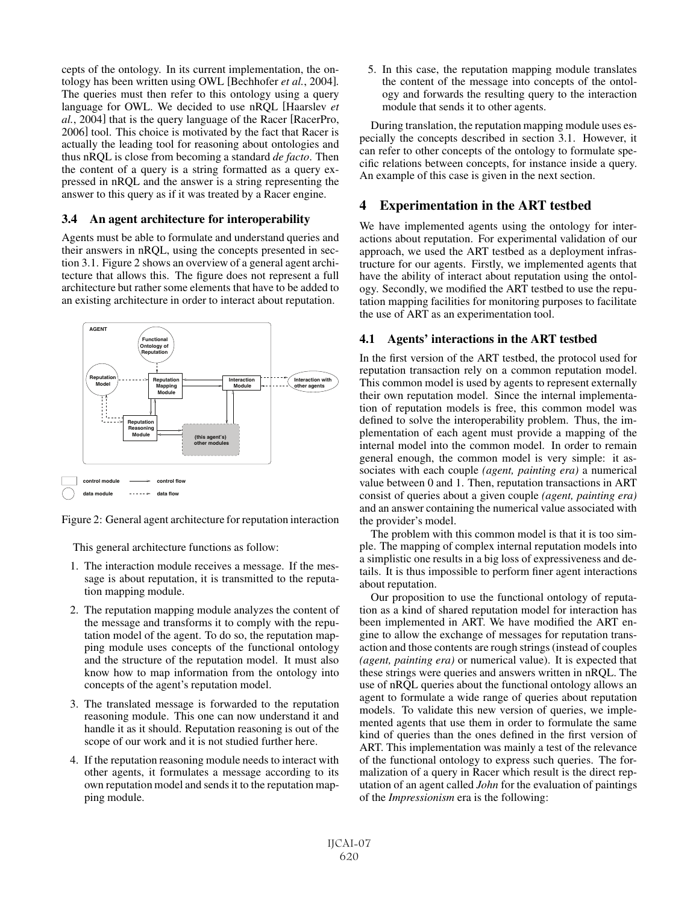cepts of the ontology. In its current implementation, the ontology has been written using OWL [Bechhofer *et al.*, 2004]. The queries must then refer to this ontology using a query language for OWL. We decided to use nRQL [Haarslev *et al.*, 2004] that is the query language of the Racer [RacerPro, 2006] tool. This choice is motivated by the fact that Racer is actually the leading tool for reasoning about ontologies and thus nRQL is close from becoming a standard *de facto*. Then the content of a query is a string formatted as a query expressed in nRQL and the answer is a string representing the answer to this query as if it was treated by a Racer engine.

### 3.4 An agent architecture for interoperability

Agents must be able to formulate and understand queries and their answers in nRQL, using the concepts presented in section 3.1. Figure 2 shows an overview of a general agent architecture that allows this. The figure does not represent a full architecture but rather some elements that have to be added to an existing architecture in order to interact about reputation.

Figure 2: General agent architecture for reputation interaction

This general architecture functions as follow:

1. The interaction module receives a message. If the message is about reputation, it is transmitted to the reputation mapping module.
2. The reputation mapping module analyzes the content of the message and transforms it to comply with the reputation model of the agent. To do so, the reputation mapping module uses concepts of the functional ontology and the structure of the reputation model. It must also know how to map information from the ontology into concepts of the agent's reputation model.
3. The translated message is forwarded to the reputation reasoning module. This one can now understand it and handle it as it should. Reputation reasoning is out of the scope of our work and it is not studied further here.
4. If the reputation reasoning module needs to interact with other agents, it formulates a message according to its own reputation model and sends it to the reputation mapping module.
5. In this case, the reputation mapping module translates the content of the message into concepts of the ontology and forwards the resulting query to the interaction module that sends it to other agents.

During translation, the reputation mapping module uses especially the concepts described in section 3.1. However, it can refer to other concepts of the ontology to formulate specific relations between concepts, for instance inside a query. An example of this case is given in the next section.

## 4 Experimentation in the ART testbed

We have implemented agents using the ontology for interactions about reputation. For experimental validation of our approach, we used the ART testbed as a deployment infrastructure for our agents. Firstly, we implemented agents that have the ability of interact about reputation using the ontology. Secondly, we modified the ART testbed to use the reputation mapping facilities for monitoring purposes to facilitate the use of ART as an experimentation tool.

### 4.1 Agents' interactions in the ART testbed

In the first version of the ART testbed, the protocol used for reputation transaction rely on a common reputation model. This common model is used by agents to represent externally their own reputation model. Since the internal implementation of reputation models is free, this common model was defined to solve the interoperability problem. Thus, the implementation of each agent must provide a mapping of the internal model into the common model. In order to remain general enough, the common model is very simple: it associates with each couple *(agent, painting era)* a numerical value between 0 and 1. Then, reputation transactions in ART consist of queries about a given couple *(agent, painting era)* and an answer containing the numerical value associated with the provider's model.

The problem with this common model is that it is too simple. The mapping of complex internal reputation models into a simplistic one results in a big loss of expressiveness and details. It is thus impossible to perform finer agent interactions about reputation.

Our proposition to use the functional ontology of reputation as a kind of shared reputation model for interaction has been implemented in ART. We have modified the ART engine to allow the exchange of messages for reputation transaction and those contents are rough strings (instead of couples *(agent, painting era)* or numerical value). It is expected that these strings were queries and answers written in nRQL. The use of nRQL queries about the functional ontology allows an agent to formulate a wide range of queries about reputation models. To validate this new version of queries, we implemented agents that use them in order to formulate the same kind of queries than the ones defined in the first version of ART. This implementation was mainly a test of the relevance of the functional ontology to express such queries. The formalization of a query in Racer which result is the direct reputation of an agent called *John* for the evaluation of paintings of the *Impressionism* era is the following: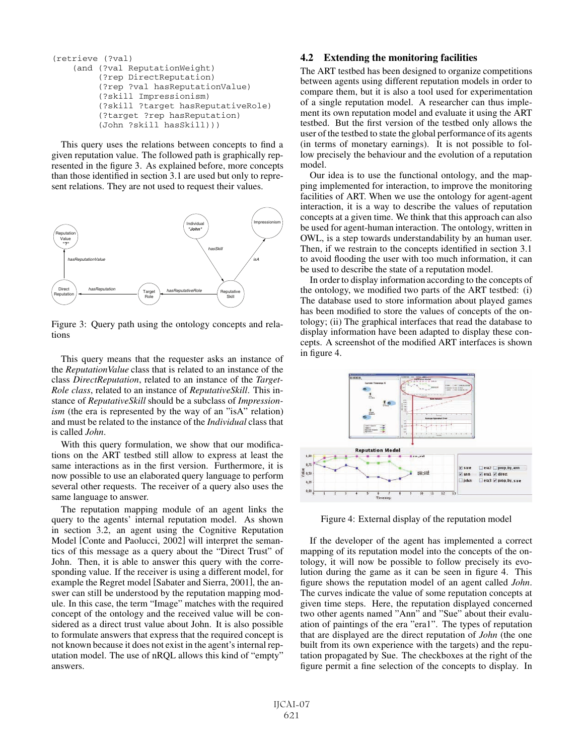```
(retrieve (?val)
    (and (?val ReputationWeight)
         (?rep DirectReputation)
         (?rep ?val hasReputationValue)
         (?skill Impressionism)
         (?skill ?target hasReputativeRole)
         (?target ?rep hasReputation)
         (John ?skill hasSkill)))
```

This query uses the relations between concepts to find a given reputation value. The followed path is graphically represented in the figure 3. As explained before, more concepts than those identified in section 3.1 are used but only to represent relations. They are not used to request their values.

Figure 3: Query path using the ontology concepts and relations

This query means that the requester asks an instance of the *ReputationValue* class that is related to an instance of the class *DirectReputation*, related to an instance of the *TargetRole class*, related to an instance of *ReputativeSkill*. This instance of *ReputativeSkill* should be a subclass of *Impressionism* (the era is represented by the way of an "isA" relation) and must be related to the instance of the *Individual* class that is called *John*.

With this query formulation, we show that our modifications on the ART testbed still allow to express at least the same interactions as in the first version. Furthermore, it is now possible to use an elaborated query language to perform several other requests. The receiver of a query also uses the same language to answer.

The reputation mapping module of an agent links the query to the agents' internal reputation model. As shown in section 3.2, an agent using the Cognitive Reputation Model [Conte and Paolucci, 2002] will interpret the semantics of this message as a query about the "Direct Trust" of John. Then, it is able to answer this query with the corresponding value. If the receiver is using a different model, for example the Regret model [Sabater and Sierra, 2001], the answer can still be understood by the reputation mapping module. In this case, the term "Image" matches with the required concept of the ontology and the received value will be considered as a direct trust value about John. It is also possible to formulate answers that express that the required concept is not known because it does not exist in the agent's internal reputation model. The use of nRQL allows this kind of "empty" answers.

## 4.2 Extending the monitoring facilities

The ART testbed has been designed to organize competitions between agents using different reputation models in order to compare them, but it is also a tool used for experimentation of a single reputation model. A researcher can thus implement its own reputation model and evaluate it using the ART testbed. But the first version of the testbed only allows the user of the testbed to state the global performance of its agents (in terms of monetary earnings). It is not possible to follow precisely the behaviour and the evolution of a reputation model.

Our idea is to use the functional ontology, and the mapping implemented for interaction, to improve the monitoring facilities of ART. When we use the ontology for agent-agent interaction, it is a way to describe the values of reputation concepts at a given time. We think that this approach can also be used for agent-human interaction. The ontology, written in OWL, is a step towards understandability by an human user. Then, if we restrain to the concepts identified in section 3.1 to avoid flooding the user with too much information, it can be used to describe the state of a reputation model.

In order to display information according to the concepts of the ontology, we modified two parts of the ART testbed: (i) The database used to store information about played games has been modified to store the values of concepts of the ontology; (ii) The graphical interfaces that read the database to display information have been adapted to display these concepts. A screenshot of the modified ART interfaces is shown in figure 4.

Figure 4: External display of the reputation model

If the developer of the agent has implemented a correct mapping of its reputation model into the concepts of the ontology, it will now be possible to follow precisely its evolution during the game as it can be seen in figure 4. This figure shows the reputation model of an agent called *John*. The curves indicate the value of some reputation concepts at given time steps. Here, the reputation displayed concerned two other agents named "Ann" and "Sue" about their evaluation of paintings of the era "era1". The types of reputation that are displayed are the direct reputation of *John* (the one built from its own experience with the targets) and the reputation propagated by Sue. The checkboxes at the right of the figure permit a fine selection of the concepts to display. In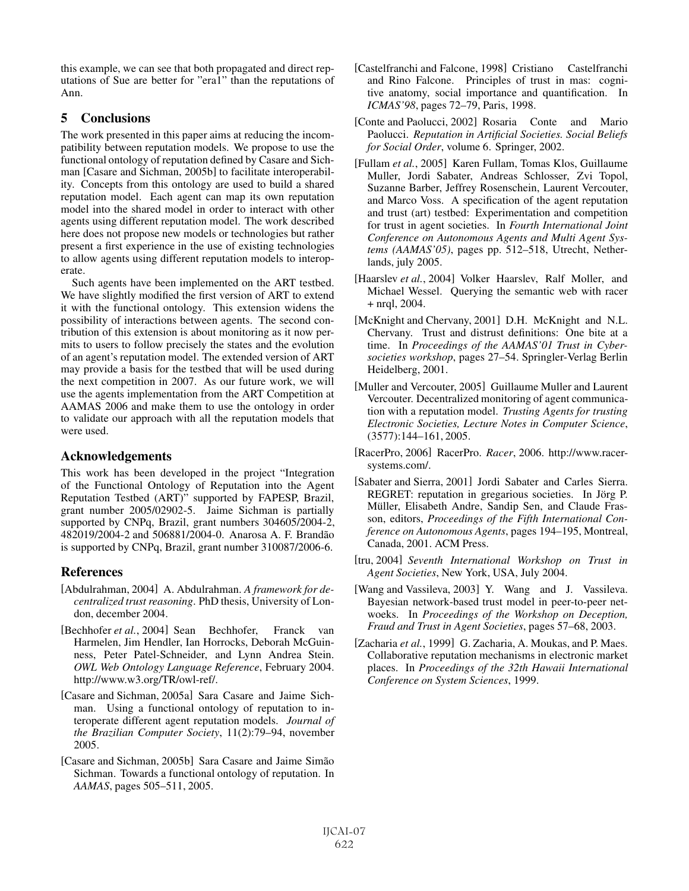this example, we can see that both propagated and direct reputations of Sue are better for "era1" than the reputations of Ann.

## 5 Conclusions

The work presented in this paper aims at reducing the incompatibility between reputation models. We propose to use the functional ontology of reputation defined by Casare and Sichman [Casare and Sichman, 2005b] to facilitate interoperability. Concepts from this ontology are used to build a shared reputation model. Each agent can map its own reputation model into the shared model in order to interact with other agents using different reputation model. The work described here does not propose new models or technologies but rather present a first experience in the use of existing technologies to allow agents using different reputation models to interoperate.

Such agents have been implemented on the ART testbed. We have slightly modified the first version of ART to extend it with the functional ontology. This extension widens the possibility of interactions between agents. The second contribution of this extension is about monitoring as it now permits to users to follow precisely the states and the evolution of an agent's reputation model. The extended version of ART may provide a basis for the testbed that will be used during the next competition in 2007. As our future work, we will use the agents implementation from the ART Competition at AAMAS 2006 and make them to use the ontology in order to validate our approach with all the reputation models that were used.

## Acknowledgements

This work has been developed in the project "Integration of the Functional Ontology of Reputation into the Agent Reputation Testbed (ART)" supported by FAPESP, Brazil, grant number 2005/02902-5. Jaime Sichman is partially supported by CNPq, Brazil, grant numbers 304605/2004-2, 482019/2004-2 and 506881/2004-0. Anarosa A. F. Brandão is supported by CNPq, Brazil, grant number 310087/2006-6.

## References

[Abdulrahman, 2004] A. Abdulrahman. *A framework for decentralized trust reasoning*. PhD thesis, University of London, december 2004.

[Bechhofer *et al.*, 2004] Sean Bechhofer, Franck van Harmelen, Jim Hendler, Ian Horrocks, Deborah McGuinness, Peter Patel-Schneider, and Lynn Andrea Stein. *OWL Web Ontology Language Reference*, February 2004. http://www.w3.org/TR/owl-ref/.

[Casare and Sichman, 2005a] Sara Casare and Jaime Sichman. Using a functional ontology of reputation to interoperate different agent reputation models. *Journal of the Brazilian Computer Society*, 11(2):79–94, november 2005.

[Casare and Sichman, 2005b] Sara Casare and Jaime Simão Sichman. Towards a functional ontology of reputation. In *AAMAS*, pages 505–511, 2005.

[Castelfranchi and Falcone, 1998] Cristiano Castelfranchi and Rino Falcone. Principles of trust in mas: cognitive anatomy, social importance and quantification. In *ICMAS'98*, pages 72–79, Paris, 1998.

[Conte and Paolucci, 2002] Rosaria Conte and Mario Paolucci. *Reputation in Artificial Societies. Social Beliefs for Social Order*, volume 6. Springer, 2002.

[Fullam *et al.*, 2005] Karen Fullam, Tomas Klos, Guillaume Muller, Jordi Sabater, Andreas Schlosser, Zvi Topol, Suzanne Barber, Jeffrey Rosenschein, Laurent Vercouter, and Marco Voss. A specification of the agent reputation and trust (art) testbed: Experimentation and competition for trust in agent societies. In *Fourth International Joint Conference on Autonomous Agents and Multi Agent Systems (AAMAS'05)*, pages pp. 512–518, Utrecht, Netherlands, july 2005.

[Haarslev *et al.*, 2004] Volker Haarslev, Ralf Moller, and Michael Wessel. Querying the semantic web with racer + nrql, 2004.

[McKnight and Chervany, 2001] D.H. McKnight and N.L. Chervany. Trust and distrust definitions: One bite at a time. In *Proceedings of the AAMAS'01 Trust in Cybersocieties workshop*, pages 27–54. Springler-Verlag Berlin Heidelberg, 2001.

[Muller and Vercouter, 2005] Guillaume Muller and Laurent Vercouter. Decentralized monitoring of agent communication with a reputation model. *Trusting Agents for trusting Electronic Societies, Lecture Notes in Computer Science*, (3577):144–161, 2005.

[RacerPro, 2006] RacerPro. *Racer*, 2006. http://www.racer-systems.com/.

[Sabater and Sierra, 2001] Jordi Sabater and Carles Sierra. REGRET: reputation in gregarious societies. In Jörg P. Müller, Elisabeth Andre, Sandip Sen, and Claude Frasson, editors, *Proceedings of the Fifth International Conference on Autonomous Agents*, pages 194–195, Montreal, Canada, 2001. ACM Press.

[tru, 2004] *Seventh International Workshop on Trust in Agent Societies*, New York, USA, July 2004.

[Wang and Vassileva, 2003] Y. Wang and J. Vassileva. Bayesian network-based trust model in peer-to-peer netwoeks. In *Proceedings of the Workshop on Deception, Fraud and Trust in Agent Societies*, pages 57–68, 2003.

[Zacharia *et al.*, 1999] G. Zacharia, A. Moukas, and P. Maes. Collaborative reputation mechanisms in electronic market places. In *Proceedings of the 32th Hawaii International Conference on System Sciences*, 1999.